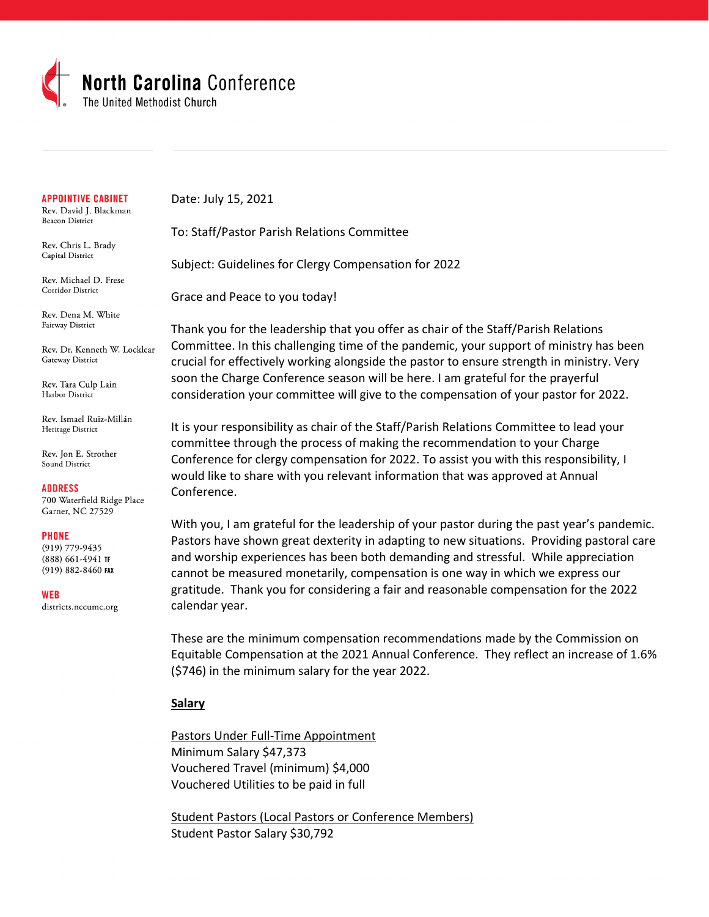# North Carolina Conference

The United Methodist Church

**APPOINTIVE CABINET**

Rev. David J. Blackman
Beacon District

Rev. Chris L. Brady
Capital District

Rev. Michael D. Frese
Corridor District

Rev. Dena M. White
Fairway District

Rev. Dr. Kenneth W. Locklear
Gateway District

Rev. Tara Culp Lain
Harbor District

Rev. Ismael Ruiz-Millán
Heritage District

Rev. Jon E. Strother
Sound District

**ADDRESS**

700 Waterfield Ridge Place
Garner, NC 27529

**PHONE**

(919) 779-9435
(888) 661-4941 TF
(919) 882-8460 FAX

**WEB**

districts.nccumc.org

Date: July 15, 2021

To: Staff/Pastor Parish Relations Committee

Subject: Guidelines for Clergy Compensation for 2022

Grace and Peace to you today!

Thank you for the leadership that you offer as chair of the Staff/Parish Relations Committee. In this challenging time of the pandemic, your support of ministry has been crucial for effectively working alongside the pastor to ensure strength in ministry. Very soon the Charge Conference season will be here. I am grateful for the prayerful consideration your committee will give to the compensation of your pastor for 2022.

It is your responsibility as chair of the Staff/Parish Relations Committee to lead your committee through the process of making the recommendation to your Charge Conference for clergy compensation for 2022. To assist you with this responsibility, I would like to share with you relevant information that was approved at Annual Conference.

With you, I am grateful for the leadership of your pastor during the past year's pandemic. Pastors have shown great dexterity in adapting to new situations. Providing pastoral care and worship experiences has been both demanding and stressful. While appreciation cannot be measured monetarily, compensation is one way in which we express our gratitude. Thank you for considering a fair and reasonable compensation for the 2022 calendar year.

These are the minimum compensation recommendations made by the Commission on Equitable Compensation at the 2021 Annual Conference. They reflect an increase of 1.6% ($746) in the minimum salary for the year 2022.

## Salary

Pastors Under Full-Time Appointment

Minimum Salary $47,373
Vouchered Travel (minimum) $4,000
Vouchered Utilities to be paid in full

Student Pastors (Local Pastors or Conference Members)

Student Pastor Salary $30,792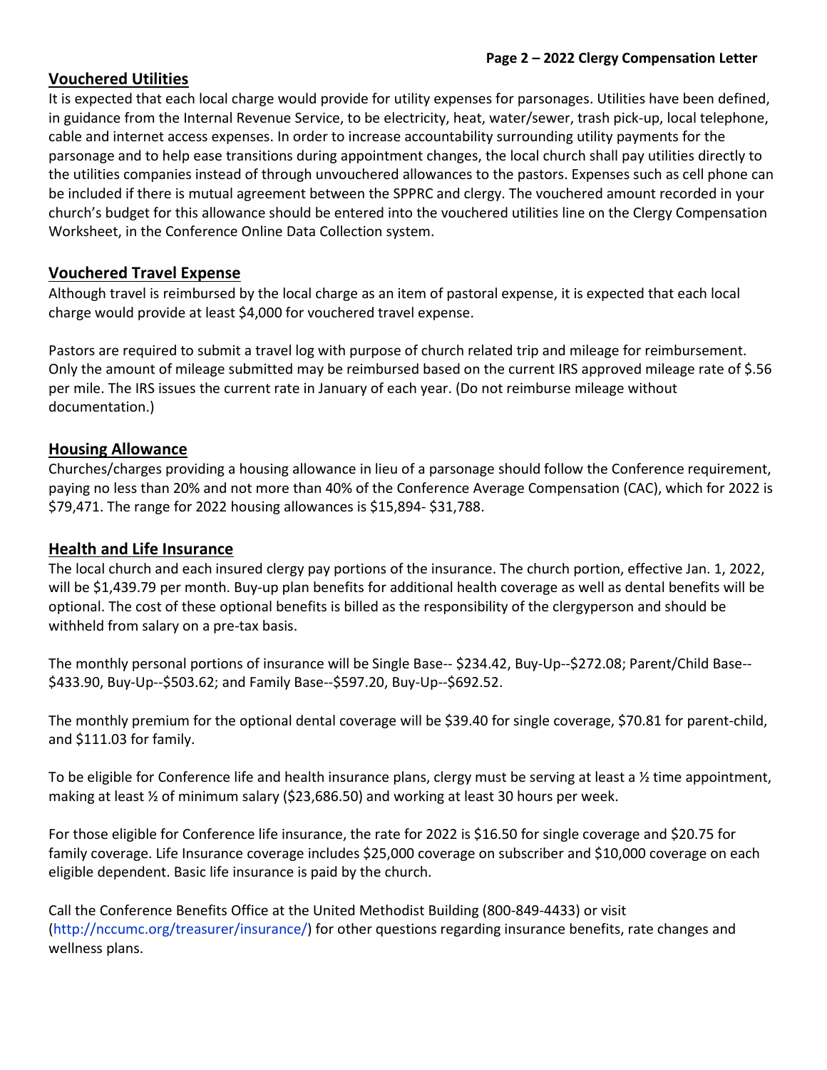## Vouchered Utilities

It is expected that each local charge would provide for utility expenses for parsonages. Utilities have been defined, in guidance from the Internal Revenue Service, to be electricity, heat, water/sewer, trash pick-up, local telephone, cable and internet access expenses. In order to increase accountability surrounding utility payments for the parsonage and to help ease transitions during appointment changes, the local church shall pay utilities directly to the utilities companies instead of through unvouchered allowances to the pastors. Expenses such as cell phone can be included if there is mutual agreement between the SPPRC and clergy. The vouchered amount recorded in your church's budget for this allowance should be entered into the vouchered utilities line on the Clergy Compensation Worksheet, in the Conference Online Data Collection system.

## Vouchered Travel Expense

Although travel is reimbursed by the local charge as an item of pastoral expense, it is expected that each local charge would provide at least $4,000 for vouchered travel expense.

Pastors are required to submit a travel log with purpose of church related trip and mileage for reimbursement. Only the amount of mileage submitted may be reimbursed based on the current IRS approved mileage rate of $.56 per mile. The IRS issues the current rate in January of each year. (Do not reimburse mileage without documentation.)

## Housing Allowance

Churches/charges providing a housing allowance in lieu of a parsonage should follow the Conference requirement, paying no less than 20% and not more than 40% of the Conference Average Compensation (CAC), which for 2022 is $79,471. The range for 2022 housing allowances is $15,894- $31,788.

## Health and Life Insurance

The local church and each insured clergy pay portions of the insurance. The church portion, effective Jan. 1, 2022, will be $1,439.79 per month. Buy-up plan benefits for additional health coverage as well as dental benefits will be optional. The cost of these optional benefits is billed as the responsibility of the clergyperson and should be withheld from salary on a pre-tax basis.

The monthly personal portions of insurance will be Single Base-- $234.42, Buy-Up--$272.08; Parent/Child Base--$433.90, Buy-Up--$503.62; and Family Base--$597.20, Buy-Up--$692.52.

The monthly premium for the optional dental coverage will be $39.40 for single coverage, $70.81 for parent-child, and $111.03 for family.

To be eligible for Conference life and health insurance plans, clergy must be serving at least a ½ time appointment, making at least ½ of minimum salary ($23,686.50) and working at least 30 hours per week.

For those eligible for Conference life insurance, the rate for 2022 is $16.50 for single coverage and $20.75 for family coverage. Life Insurance coverage includes $25,000 coverage on subscriber and $10,000 coverage on each eligible dependent. Basic life insurance is paid by the church.

Call the Conference Benefits Office at the United Methodist Building (800-849-4433) or visit (http://nccumc.org/treasurer/insurance/) for other questions regarding insurance benefits, rate changes and wellness plans.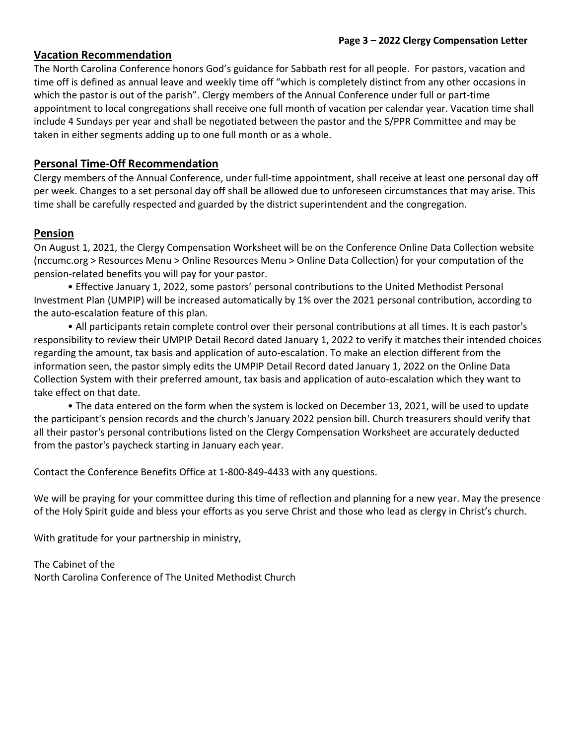## Vacation Recommendation

The North Carolina Conference honors God's guidance for Sabbath rest for all people. For pastors, vacation and time off is defined as annual leave and weekly time off "which is completely distinct from any other occasions in which the pastor is out of the parish". Clergy members of the Annual Conference under full or part-time appointment to local congregations shall receive one full month of vacation per calendar year. Vacation time shall include 4 Sundays per year and shall be negotiated between the pastor and the S/PPR Committee and may be taken in either segments adding up to one full month or as a whole.

## Personal Time-Off Recommendation

Clergy members of the Annual Conference, under full-time appointment, shall receive at least one personal day off per week. Changes to a set personal day off shall be allowed due to unforeseen circumstances that may arise. This time shall be carefully respected and guarded by the district superintendent and the congregation.

## Pension

On August 1, 2021, the Clergy Compensation Worksheet will be on the Conference Online Data Collection website (nccumc.org > Resources Menu > Online Resources Menu > Online Data Collection) for your computation of the pension-related benefits you will pay for your pastor.

- Effective January 1, 2022, some pastors' personal contributions to the United Methodist Personal Investment Plan (UMPIP) will be increased automatically by 1% over the 2021 personal contribution, according to the auto-escalation feature of this plan.
- All participants retain complete control over their personal contributions at all times. It is each pastor's responsibility to review their UMPIP Detail Record dated January 1, 2022 to verify it matches their intended choices regarding the amount, tax basis and application of auto-escalation. To make an election different from the information seen, the pastor simply edits the UMPIP Detail Record dated January 1, 2022 on the Online Data Collection System with their preferred amount, tax basis and application of auto-escalation which they want to take effect on that date.
- The data entered on the form when the system is locked on December 13, 2021, will be used to update the participant's pension records and the church's January 2022 pension bill. Church treasurers should verify that all their pastor's personal contributions listed on the Clergy Compensation Worksheet are accurately deducted from the pastor's paycheck starting in January each year.

Contact the Conference Benefits Office at 1-800-849-4433 with any questions.

We will be praying for your committee during this time of reflection and planning for a new year. May the presence of the Holy Spirit guide and bless your efforts as you serve Christ and those who lead as clergy in Christ's church.

With gratitude for your partnership in ministry,

The Cabinet of the
North Carolina Conference of The United Methodist Church